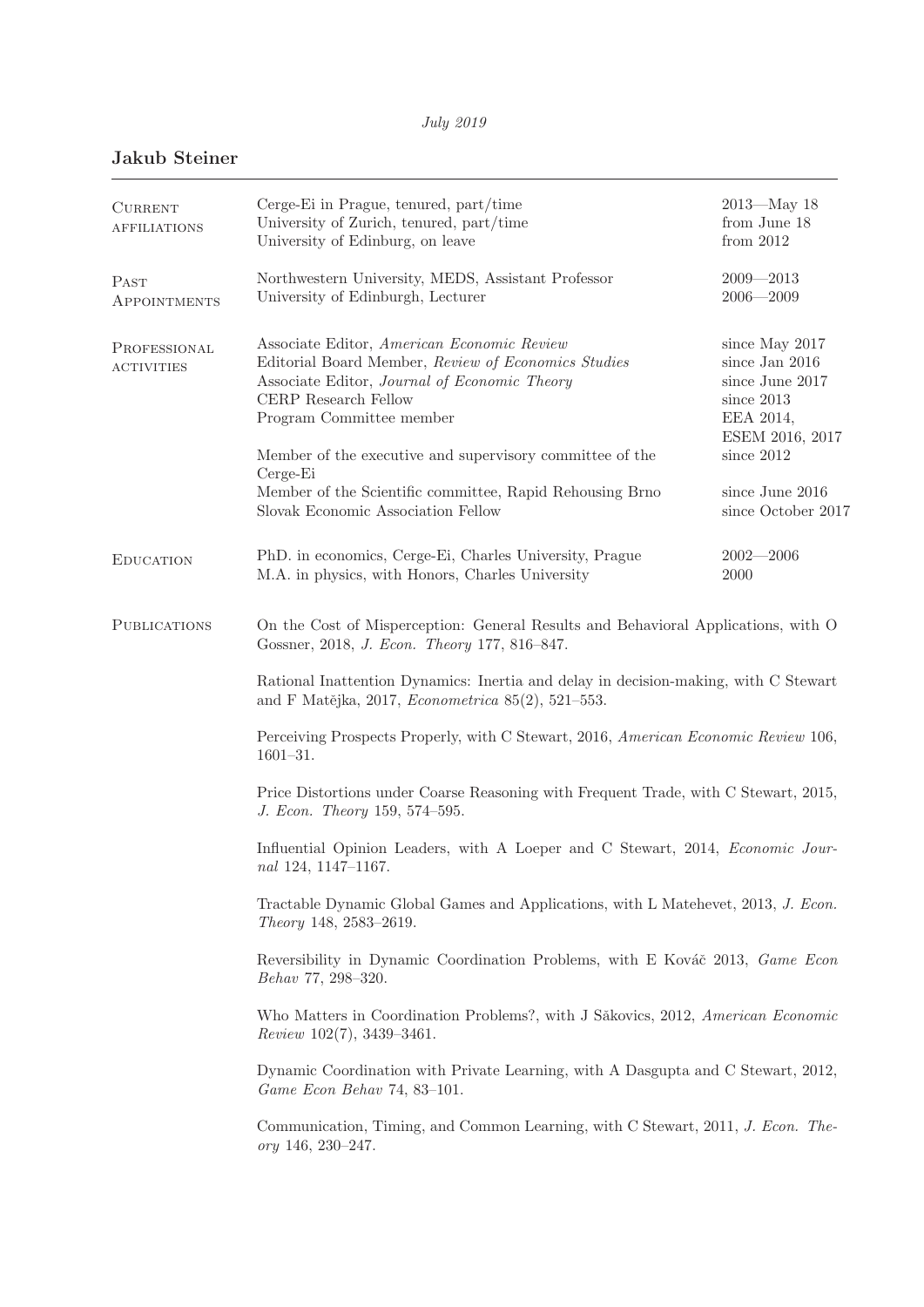*July 2019*

## Jakub Steiner

| | | |
|---|---|---|
| Current affiliations | Cerge-Ei in Prague, tenured, part/time | 2013—May 18 |
| | University of Zurich, tenured, part/time | from June 18 |
| | University of Edinburg, on leave | from 2012 |
| Past Appointments | Northwestern University, MEDS, Assistant Professor | 2009—2013 |
| | University of Edinburgh, Lecturer | 2006—2009 |
| Professional activities | Associate Editor, *American Economic Review* | since May 2017 |
| | Editorial Board Member, *Review of Economics Studies* | since Jan 2016 |
| | Associate Editor, *Journal of Economic Theory* | since June 2017 |
| | CERP Research Fellow | since 2013 |
| | Program Committee member | EEA 2014, ESEM 2016, 2017 |
| | Member of the executive and supervisory committee of the Cerge-Ei | since 2012 |
| | Member of the Scientific committee, Rapid Rehousing Brno | since June 2016 |
| | Slovak Economic Association Fellow | since October 2017 |
| Education | PhD. in economics, Cerge-Ei, Charles University, Prague | 2002—2006 |
| | M.A. in physics, with Honors, Charles University | 2000 |

### Publications

On the Cost of Misperception: General Results and Behavioral Applications, with O Gossner, 2018, *J. Econ. Theory* 177, 816–847.

Rational Inattention Dynamics: Inertia and delay in decision-making, with C Stewart and F Matějka, 2017, *Econometrica* 85(2), 521–553.

Perceiving Prospects Properly, with C Stewart, 2016, *American Economic Review* 106, 1601–31.

Price Distortions under Coarse Reasoning with Frequent Trade, with C Stewart, 2015, *J. Econ. Theory* 159, 574–595.

Influential Opinion Leaders, with A Loeper and C Stewart, 2014, *Economic Journal* 124, 1147–1167.

Tractable Dynamic Global Games and Applications, with L Matehevet, 2013, *J. Econ. Theory* 148, 2583–2619.

Reversibility in Dynamic Coordination Problems, with E Kováč 2013, *Game Econ Behav* 77, 298–320.

Who Matters in Coordination Problems?, with J Săkovics, 2012, *American Economic Review* 102(7), 3439–3461.

Dynamic Coordination with Private Learning, with A Dasgupta and C Stewart, 2012, *Game Econ Behav* 74, 83–101.

Communication, Timing, and Common Learning, with C Stewart, 2011, *J. Econ. Theory* 146, 230–247.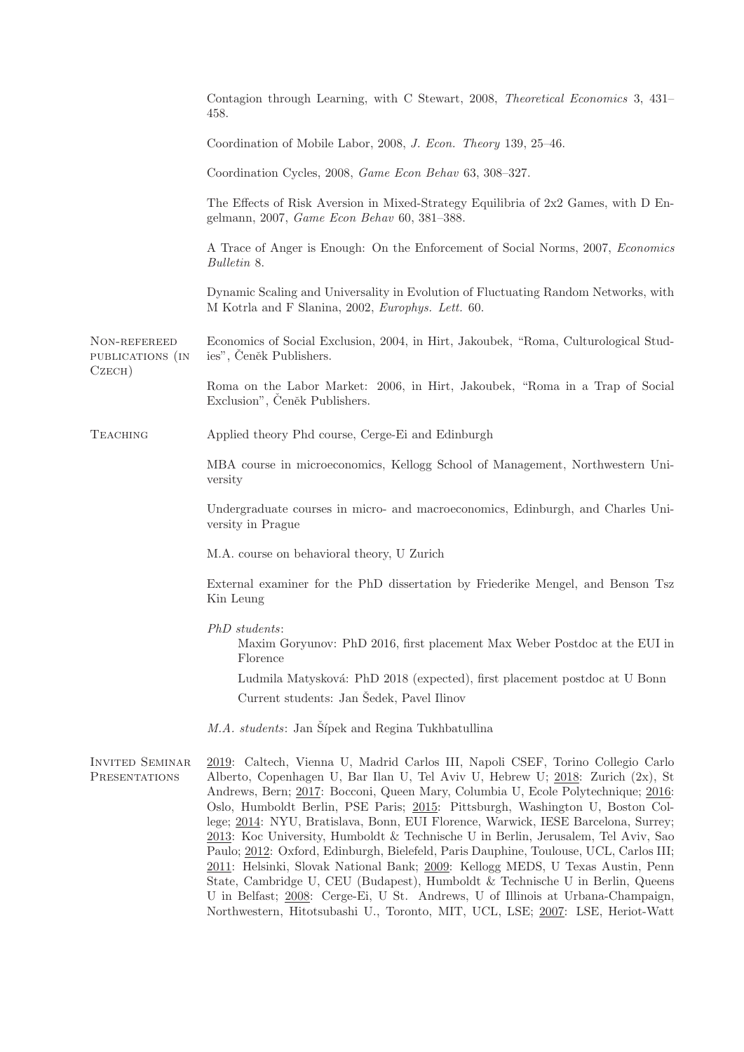Contagion through Learning, with C Stewart, 2008, *Theoretical Economics* 3, 431–458.

Coordination of Mobile Labor, 2008, *J. Econ. Theory* 139, 25–46.

Coordination Cycles, 2008, *Game Econ Behav* 63, 308–327.

The Effects of Risk Aversion in Mixed-Strategy Equilibria of 2x2 Games, with D Engelmann, 2007, *Game Econ Behav* 60, 381–388.

A Trace of Anger is Enough: On the Enforcement of Social Norms, 2007, *Economics Bulletin* 8.

Dynamic Scaling and Universality in Evolution of Fluctuating Random Networks, with M Kotrla and F Slanina, 2002, *Europhys. Lett.* 60.

## Non-refereed publications (in Czech)

Economics of Social Exclusion, 2004, in Hirt, Jakoubek, "Roma, Culturological Studies", Čeněk Publishers.

Roma on the Labor Market: 2006, in Hirt, Jakoubek, "Roma in a Trap of Social Exclusion", Čeněk Publishers.

## Teaching

Applied theory Phd course, Cerge-Ei and Edinburgh

MBA course in microeconomics, Kellogg School of Management, Northwestern University

Undergraduate courses in micro- and macroeconomics, Edinburgh, and Charles University in Prague

M.A. course on behavioral theory, U Zurich

External examiner for the PhD dissertation by Friederike Mengel, and Benson Tsz Kin Leung

*PhD students*:

Maxim Goryunov: PhD 2016, first placement Max Weber Postdoc at the EUI in Florence

Ludmila Matysková: PhD 2018 (expected), first placement postdoc at U Bonn

Current students: Jan Šedek, Pavel Ilinov

*M.A. students*: Jan Šípek and Regina Tukhbatullina

## Invited Seminar Presentations

2019: Caltech, Vienna U, Madrid Carlos III, Napoli CSEF, Torino Collegio Carlo Alberto, Copenhagen U, Bar Ilan U, Tel Aviv U, Hebrew U; 2018: Zurich (2x), St Andrews, Bern; 2017: Bocconi, Queen Mary, Columbia U, Ecole Polytechnique; 2016: Oslo, Humboldt Berlin, PSE Paris; 2015: Pittsburgh, Washington U, Boston College; 2014: NYU, Bratislava, Bonn, EUI Florence, Warwick, IESE Barcelona, Surrey; 2013: Koc University, Humboldt & Technische U in Berlin, Jerusalem, Tel Aviv, Sao Paulo; 2012: Oxford, Edinburgh, Bielefeld, Paris Dauphine, Toulouse, UCL, Carlos III; 2011: Helsinki, Slovak National Bank; 2009: Kellogg MEDS, U Texas Austin, Penn State, Cambridge U, CEU (Budapest), Humboldt & Technische U in Berlin, Queens U in Belfast; 2008: Cerge-Ei, U St. Andrews, U of Illinois at Urbana-Champaign, Northwestern, Hitotsubashi U., Toronto, MIT, UCL, LSE; 2007: LSE, Heriot-Watt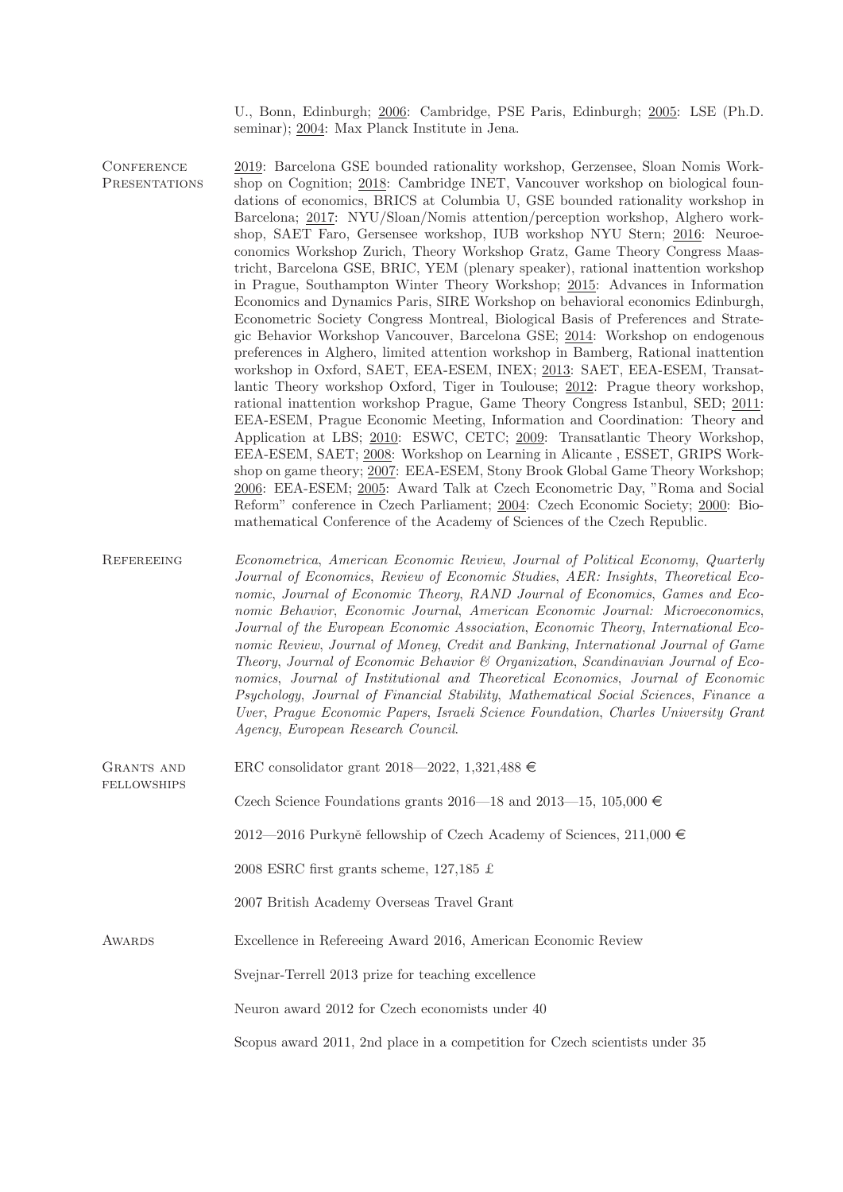U., Bonn, Edinburgh; 2006: Cambridge, PSE Paris, Edinburgh; 2005: LSE (Ph.D. seminar); 2004: Max Planck Institute in Jena.

## Conference Presentations

2019: Barcelona GSE bounded rationality workshop, Gerzensee, Sloan Nomis Workshop on Cognition; 2018: Cambridge INET, Vancouver workshop on biological foundations of economics, BRICS at Columbia U, GSE bounded rationality workshop in Barcelona; 2017: NYU/Sloan/Nomis attention/perception workshop, Alghero workshop, SAET Faro, Gersensee workshop, IUB workshop NYU Stern; 2016: Neuroeconomics Workshop Zurich, Theory Workshop Gratz, Game Theory Congress Maastricht, Barcelona GSE, BRIC, YEM (plenary speaker), rational inattention workshop in Prague, Southampton Winter Theory Workshop; 2015: Advances in Information Economics and Dynamics Paris, SIRE Workshop on behavioral economics Edinburgh, Econometric Society Congress Montreal, Biological Basis of Preferences and Strategic Behavior Workshop Vancouver, Barcelona GSE; 2014: Workshop on endogenous preferences in Alghero, limited attention workshop in Bamberg, Rational inattention workshop in Oxford, SAET, EEA-ESEM, INEX; 2013: SAET, EEA-ESEM, Transatlantic Theory workshop Oxford, Tiger in Toulouse; 2012: Prague theory workshop, rational inattention workshop Prague, Game Theory Congress Istanbul, SED; 2011: EEA-ESEM, Prague Economic Meeting, Information and Coordination: Theory and Application at LBS; 2010: ESWC, CETC; 2009: Transatlantic Theory Workshop, EEA-ESEM, SAET; 2008: Workshop on Learning in Alicante , ESSET, GRIPS Workshop on game theory; 2007: EEA-ESEM, Stony Brook Global Game Theory Workshop; 2006: EEA-ESEM; 2005: Award Talk at Czech Econometric Day, "Roma and Social Reform" conference in Czech Parliament; 2004: Czech Economic Society; 2000: Biomathematical Conference of the Academy of Sciences of the Czech Republic.

## Refereeing

*Econometrica*, *American Economic Review*, *Journal of Political Economy*, *Quarterly Journal of Economics*, *Review of Economic Studies*, *AER: Insights*, *Theoretical Economic*, *Journal of Economic Theory*, *RAND Journal of Economics*, *Games and Economic Behavior*, *Economic Journal*, *American Economic Journal: Microeconomics*, *Journal of the European Economic Association*, *Economic Theory*, *International Economic Review*, *Journal of Money, Credit and Banking*, *International Journal of Game Theory*, *Journal of Economic Behavior & Organization*, *Scandinavian Journal of Economics*, *Journal of Institutional and Theoretical Economics*, *Journal of Economic Psychology*, *Journal of Financial Stability*, *Mathematical Social Sciences*, *Finance a Uver*, *Prague Economic Papers*, *Israeli Science Foundation*, *Charles University Grant Agency*, *European Research Council*.

## Grants and fellowships

ERC consolidator grant 2018—2022, 1,321,488 €

Czech Science Foundations grants 2016—18 and 2013—15, 105,000 €

2012—2016 Purkyně fellowship of Czech Academy of Sciences, 211,000 €

2008 ESRC first grants scheme, 127,185 £

2007 British Academy Overseas Travel Grant

## Awards

Excellence in Refereeing Award 2016, American Economic Review

Svejnar-Terrell 2013 prize for teaching excellence

Neuron award 2012 for Czech economists under 40

Scopus award 2011, 2nd place in a competition for Czech scientists under 35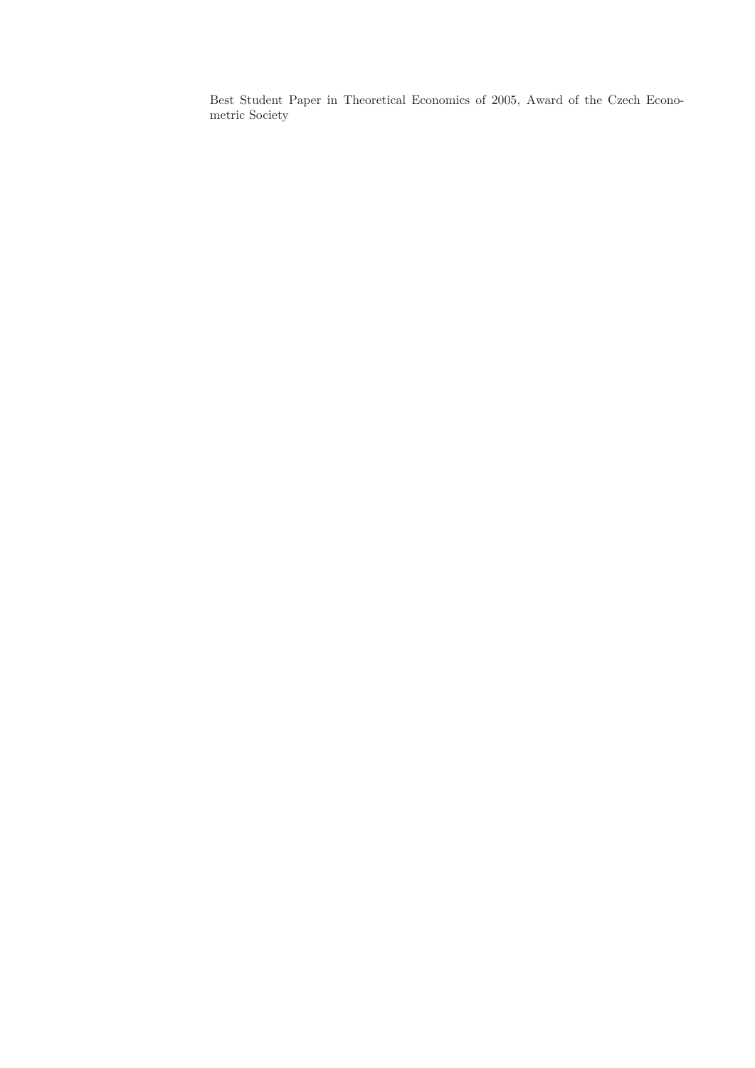Best Student Paper in Theoretical Economics of 2005, Award of the Czech Econometric Society